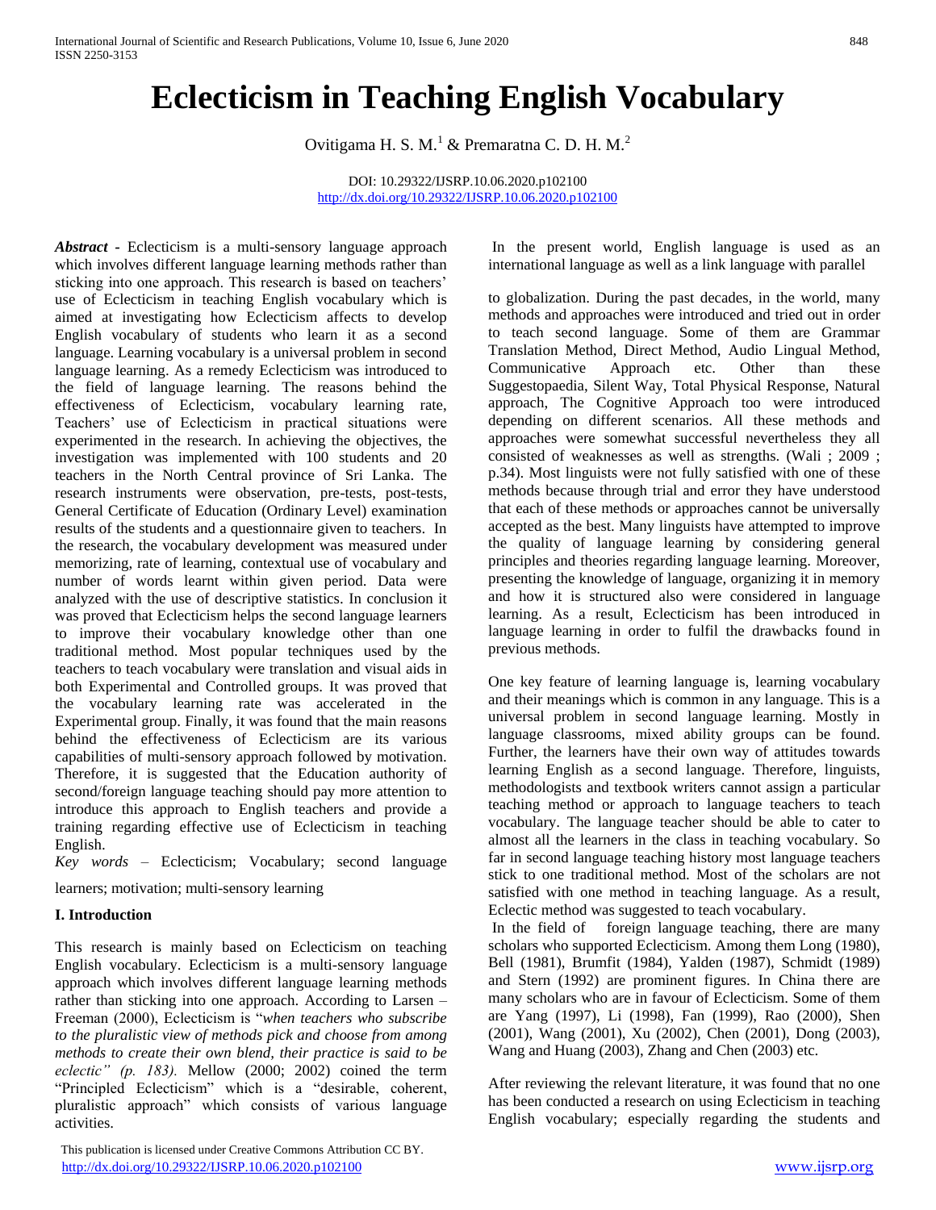# Eclecticism in Teaching English Vocabulary

Ovitigama H. S. M.[1] & Premaratna C. D. H. M.[2]

DOI: 10.29322/IJSRP.10.06.2020.p102100
http://dx.doi.org/10.29322/IJSRP.10.06.2020.p102100

***Abstract*** - Eclecticism is a multi-sensory language approach which involves different language learning methods rather than sticking into one approach. This research is based on teachers' use of Eclecticism in teaching English vocabulary which is aimed at investigating how Eclecticism affects to develop English vocabulary of students who learn it as a second language. Learning vocabulary is a universal problem in second language learning. As a remedy Eclecticism was introduced to the field of language learning. The reasons behind the effectiveness of Eclecticism, vocabulary learning rate, Teachers' use of Eclecticism in practical situations were experimented in the research. In achieving the objectives, the investigation was implemented with 100 students and 20 teachers in the North Central province of Sri Lanka. The research instruments were observation, pre-tests, post-tests, General Certificate of Education (Ordinary Level) examination results of the students and a questionnaire given to teachers. In the research, the vocabulary development was measured under memorizing, rate of learning, contextual use of vocabulary and number of words learnt within given period. Data were analyzed with the use of descriptive statistics. In conclusion it was proved that Eclecticism helps the second language learners to improve their vocabulary knowledge other than one traditional method. Most popular techniques used by the teachers to teach vocabulary were translation and visual aids in both Experimental and Controlled groups. It was proved that the vocabulary learning rate was accelerated in the Experimental group. Finally, it was found that the main reasons behind the effectiveness of Eclecticism are its various capabilities of multi-sensory approach followed by motivation. Therefore, it is suggested that the Education authority of second/foreign language teaching should pay more attention to introduce this approach to English teachers and provide a training regarding effective use of Eclecticism in teaching English.

*Key words* – Eclecticism; Vocabulary; second language learners; motivation; multi-sensory learning

## I. Introduction

This research is mainly based on Eclecticism on teaching English vocabulary. Eclecticism is a multi-sensory language approach which involves different language learning methods rather than sticking into one approach. According to Larsen – Freeman (2000), Eclecticism is "*when teachers who subscribe to the pluralistic view of methods pick and choose from among methods to create their own blend, their practice is said to be eclectic" (p. 183).* Mellow (2000; 2002) coined the term "Principled Eclecticism" which is a "desirable, coherent, pluralistic approach" which consists of various language activities.

In the present world, English language is used as an international language as well as a link language with parallel to globalization. During the past decades, in the world, many methods and approaches were introduced and tried out in order to teach second language. Some of them are Grammar Translation Method, Direct Method, Audio Lingual Method, Communicative Approach etc. Other than these Suggestopaedia, Silent Way, Total Physical Response, Natural approach, The Cognitive Approach too were introduced depending on different scenarios. All these methods and approaches were somewhat successful nevertheless they all consisted of weaknesses as well as strengths. (Wali ; 2009 ; p.34). Most linguists were not fully satisfied with one of these methods because through trial and error they have understood that each of these methods or approaches cannot be universally accepted as the best. Many linguists have attempted to improve the quality of language learning by considering general principles and theories regarding language learning. Moreover, presenting the knowledge of language, organizing it in memory and how it is structured also were considered in language learning. As a result, Eclecticism has been introduced in language learning in order to fulfil the drawbacks found in previous methods.

One key feature of learning language is, learning vocabulary and their meanings which is common in any language. This is a universal problem in second language learning. Mostly in language classrooms, mixed ability groups can be found. Further, the learners have their own way of attitudes towards learning English as a second language. Therefore, linguists, methodologists and textbook writers cannot assign a particular teaching method or approach to language teachers to teach vocabulary. The language teacher should be able to cater to almost all the learners in the class in teaching vocabulary. So far in second language teaching history most language teachers stick to one traditional method. Most of the scholars are not satisfied with one method in teaching language. As a result, Eclectic method was suggested to teach vocabulary.

In the field of foreign language teaching, there are many scholars who supported Eclecticism. Among them Long (1980), Bell (1981), Brumfit (1984), Yalden (1987), Schmidt (1989) and Stern (1992) are prominent figures. In China there are many scholars who are in favour of Eclecticism. Some of them are Yang (1997), Li (1998), Fan (1999), Rao (2000), Shen (2001), Wang (2001), Xu (2002), Chen (2001), Dong (2003), Wang and Huang (2003), Zhang and Chen (2003) etc.

After reviewing the relevant literature, it was found that no one has been conducted a research on using Eclecticism in teaching English vocabulary; especially regarding the students and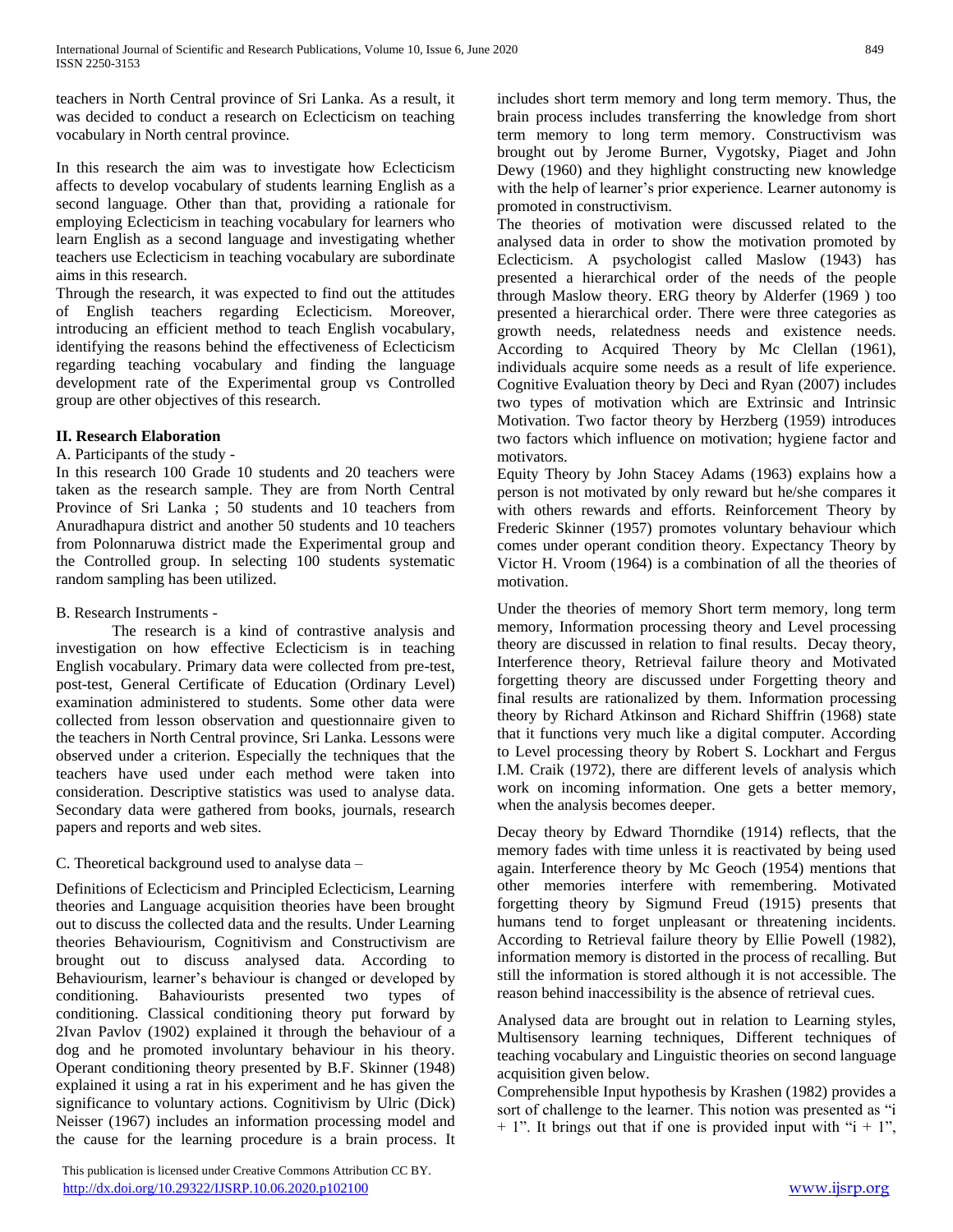teachers in North Central province of Sri Lanka. As a result, it was decided to conduct a research on Eclecticism on teaching vocabulary in North central province.

In this research the aim was to investigate how Eclecticism affects to develop vocabulary of students learning English as a second language. Other than that, providing a rationale for employing Eclecticism in teaching vocabulary for learners who learn English as a second language and investigating whether teachers use Eclecticism in teaching vocabulary are subordinate aims in this research.

Through the research, it was expected to find out the attitudes of English teachers regarding Eclecticism. Moreover, introducing an efficient method to teach English vocabulary, identifying the reasons behind the effectiveness of Eclecticism regarding teaching vocabulary and finding the language development rate of the Experimental group vs Controlled group are other objectives of this research.

## II. Research Elaboration

A. Participants of the study -

In this research 100 Grade 10 students and 20 teachers were taken as the research sample. They are from North Central Province of Sri Lanka ; 50 students and 10 teachers from Anuradhapura district and another 50 students and 10 teachers from Polonnaruwa district made the Experimental group and the Controlled group. In selecting 100 students systematic random sampling has been utilized.

B. Research Instruments -

The research is a kind of contrastive analysis and investigation on how effective Eclecticism is in teaching English vocabulary. Primary data were collected from pre-test, post-test, General Certificate of Education (Ordinary Level) examination administered to students. Some other data were collected from lesson observation and questionnaire given to the teachers in North Central province, Sri Lanka. Lessons were observed under a criterion. Especially the techniques that the teachers have used under each method were taken into consideration. Descriptive statistics was used to analyse data. Secondary data were gathered from books, journals, research papers and reports and web sites.

C. Theoretical background used to analyse data –

Definitions of Eclecticism and Principled Eclecticism, Learning theories and Language acquisition theories have been brought out to discuss the collected data and the results. Under Learning theories Behaviourism, Cognitivism and Constructivism are brought out to discuss analysed data. According to Behaviourism, learner's behaviour is changed or developed by conditioning. Bahaviourists presented two types of conditioning. Classical conditioning theory put forward by 2Ivan Pavlov (1902) explained it through the behaviour of a dog and he promoted involuntary behaviour in his theory. Operant conditioning theory presented by B.F. Skinner (1948) explained it using a rat in his experiment and he has given the significance to voluntary actions. Cognitivism by Ulric (Dick) Neisser (1967) includes an information processing model and the cause for the learning procedure is a brain process. It includes short term memory and long term memory. Thus, the brain process includes transferring the knowledge from short term memory to long term memory. Constructivism was brought out by Jerome Burner, Vygotsky, Piaget and John Dewey (1960) and they highlight constructing new knowledge with the help of learner's prior experience. Learner autonomy is promoted in constructivism.

The theories of motivation were discussed related to the analysed data in order to show the motivation promoted by Eclecticism. A psychologist called Maslow (1943) has presented a hierarchical order of the needs of the people through Maslow theory. ERG theory by Alderfer (1969 ) too presented a hierarchical order. There were three categories as growth needs, relatedness needs and existence needs. According to Acquired Theory by Mc Clellan (1961), individuals acquire some needs as a result of life experience. Cognitive Evaluation theory by Deci and Ryan (2007) includes two types of motivation which are Extrinsic and Intrinsic Motivation. Two factor theory by Herzberg (1959) introduces two factors which influence on motivation; hygiene factor and motivators.

Equity Theory by John Stacey Adams (1963) explains how a person is not motivated by only reward but he/she compares it with others rewards and efforts. Reinforcement Theory by Frederic Skinner (1957) promotes voluntary behaviour which comes under operant condition theory. Expectancy Theory by Victor H. Vroom (1964) is a combination of all the theories of motivation.

Under the theories of memory Short term memory, long term memory, Information processing theory and Level processing theory are discussed in relation to final results. Decay theory, Interference theory, Retrieval failure theory and Motivated forgetting theory are discussed under Forgetting theory and final results are rationalized by them. Information processing theory by Richard Atkinson and Richard Shiffrin (1968) state that it functions very much like a digital computer. According to Level processing theory by Robert S. Lockhart and Fergus I.M. Craik (1972), there are different levels of analysis which work on incoming information. One gets a better memory, when the analysis becomes deeper.

Decay theory by Edward Thorndike (1914) reflects, that the memory fades with time unless it is reactivated by being used again. Interference theory by Mc Geoch (1954) mentions that other memories interfere with remembering. Motivated forgetting theory by Sigmund Freud (1915) presents that humans tend to forget unpleasant or threatening incidents. According to Retrieval failure theory by Ellie Powell (1982), information memory is distorted in the process of recalling. But still the information is stored although it is not accessible. The reason behind inaccessibility is the absence of retrieval cues.

Analysed data are brought out in relation to Learning styles, Multisensory learning techniques, Different techniques of teaching vocabulary and Linguistic theories on second language acquisition given below.

Comprehensible Input hypothesis by Krashen (1982) provides a sort of challenge to the learner. This notion was presented as "i + 1". It brings out that if one is provided input with "i + 1",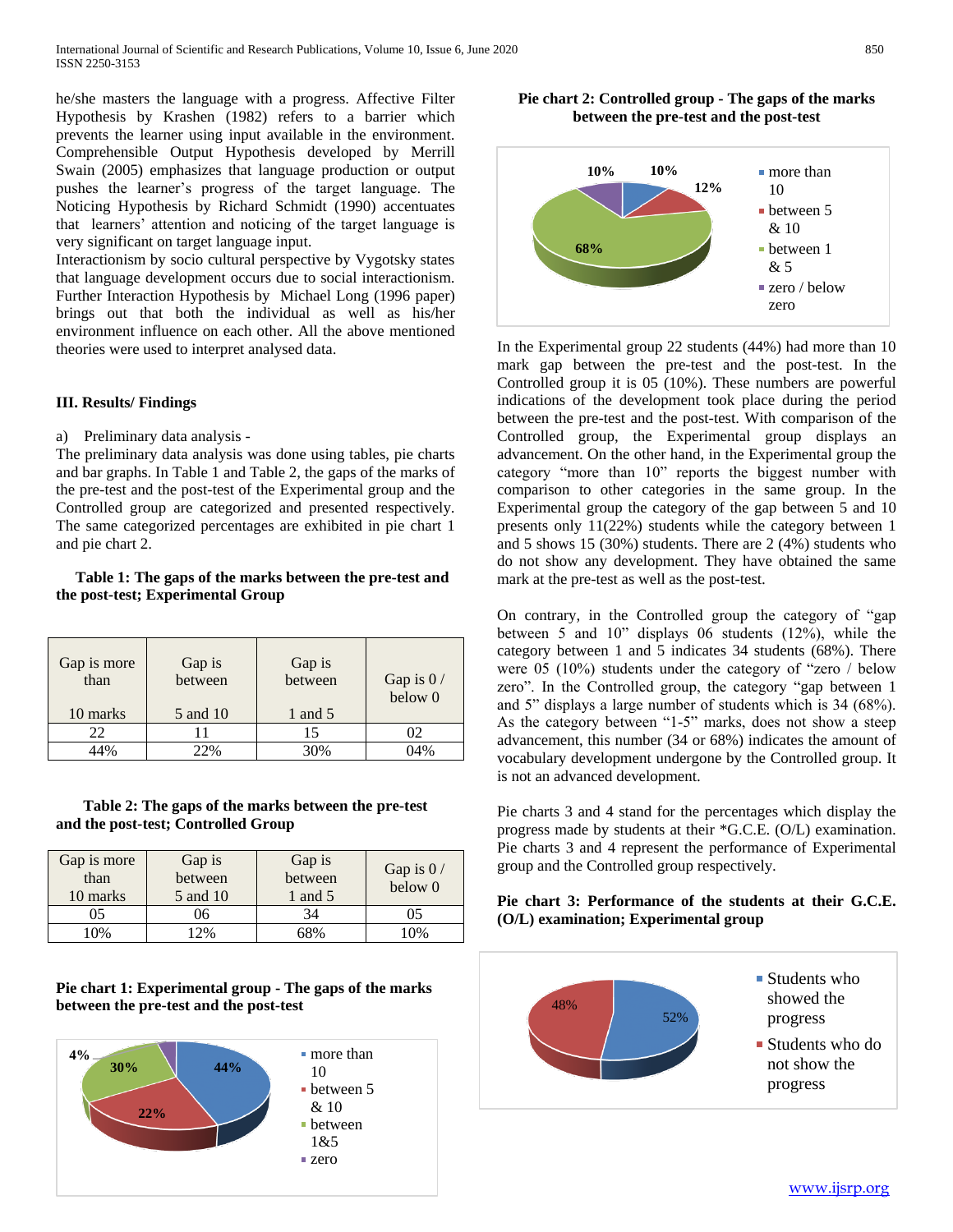he/she masters the language with a progress. Affective Filter Hypothesis by Krashen (1982) refers to a barrier which prevents the learner using input available in the environment. Comprehensible Output Hypothesis developed by Merrill Swain (2005) emphasizes that language production or output pushes the learner's progress of the target language. The Noticing Hypothesis by Richard Schmidt (1990) accentuates that learners' attention and noticing of the target language is very significant on target language input.
Interactionism by socio cultural perspective by Vygotsky states that language development occurs due to social interactionism. Further Interaction Hypothesis by Michael Long (1996 paper) brings out that both the individual as well as his/her environment influence on each other. All the above mentioned theories were used to interpret analysed data.

### III. Results/ Findings

a) Preliminary data analysis -

The preliminary data analysis was done using tables, pie charts and bar graphs. In Table 1 and Table 2, the gaps of the marks of the pre-test and the post-test of the Experimental group and the Controlled group are categorized and presented respectively. The same categorized percentages are exhibited in pie chart 1 and pie chart 2.

**Table 1: The gaps of the marks between the pre-test and the post-test; Experimental Group**

| Gap is more than 10 marks | Gap is between 5 and 10 | Gap is between 1 and 5 | Gap is 0 / below 0 |
|---|---|---|---|
| 22 | 11 | 15 | 02 |
| 44% | 22% | 30% | 04% |

**Table 2: The gaps of the marks between the pre-test and the post-test; Controlled Group**

| Gap is more than 10 marks | Gap is between 5 and 10 | Gap is between 1 and 5 | Gap is 0 / below 0 |
|---|---|---|---|
| 05 | 06 | 34 | 05 |
| 10% | 12% | 68% | 10% |

**Pie chart 1: Experimental group - The gaps of the marks between the pre-test and the post-test**

44% more than 10; 22% between 5 & 10; 30% between 1&5; 4% zero

**Pie chart 2: Controlled group - The gaps of the marks between the pre-test and the post-test**

10% more than 10; 12% between 5 & 10; 68% between 1 & 5; 10% zero / below zero

In the Experimental group 22 students (44%) had more than 10 mark gap between the pre-test and the post-test. In the Controlled group it is 05 (10%). These numbers are powerful indications of the development took place during the period between the pre-test and the post-test. With comparison of the Controlled group, the Experimental group displays an advancement. On the other hand, in the Experimental group the category "more than 10" reports the biggest number with comparison to other categories in the same group. In the Experimental group the category of the gap between 5 and 10 presents only 11(22%) students while the category between 1 and 5 shows 15 (30%) students. There are 2 (4%) students who do not show any development. They have obtained the same mark at the pre-test as well as the post-test.

On contrary, in the Controlled group the category of "gap between 5 and 10" displays 06 students (12%), while the category between 1 and 5 indicates 34 students (68%). There were 05 (10%) students under the category of "zero / below zero". In the Controlled group, the category "gap between 1 and 5" displays a large number of students which is 34 (68%). As the category between "1-5" marks, does not show a steep advancement, this number (34 or 68%) indicates the amount of vocabulary development undergone by the Controlled group. It is not an advanced development.

Pie charts 3 and 4 stand for the percentages which display the progress made by students at their *G.C.E. (O/L) examination. Pie charts 3 and 4 represent the performance of Experimental group and the Controlled group respectively.

**Pie chart 3: Performance of the students at their G.C.E. (O/L) examination; Experimental group**

52% Students who showed the progress; 48% Students who do not show the progress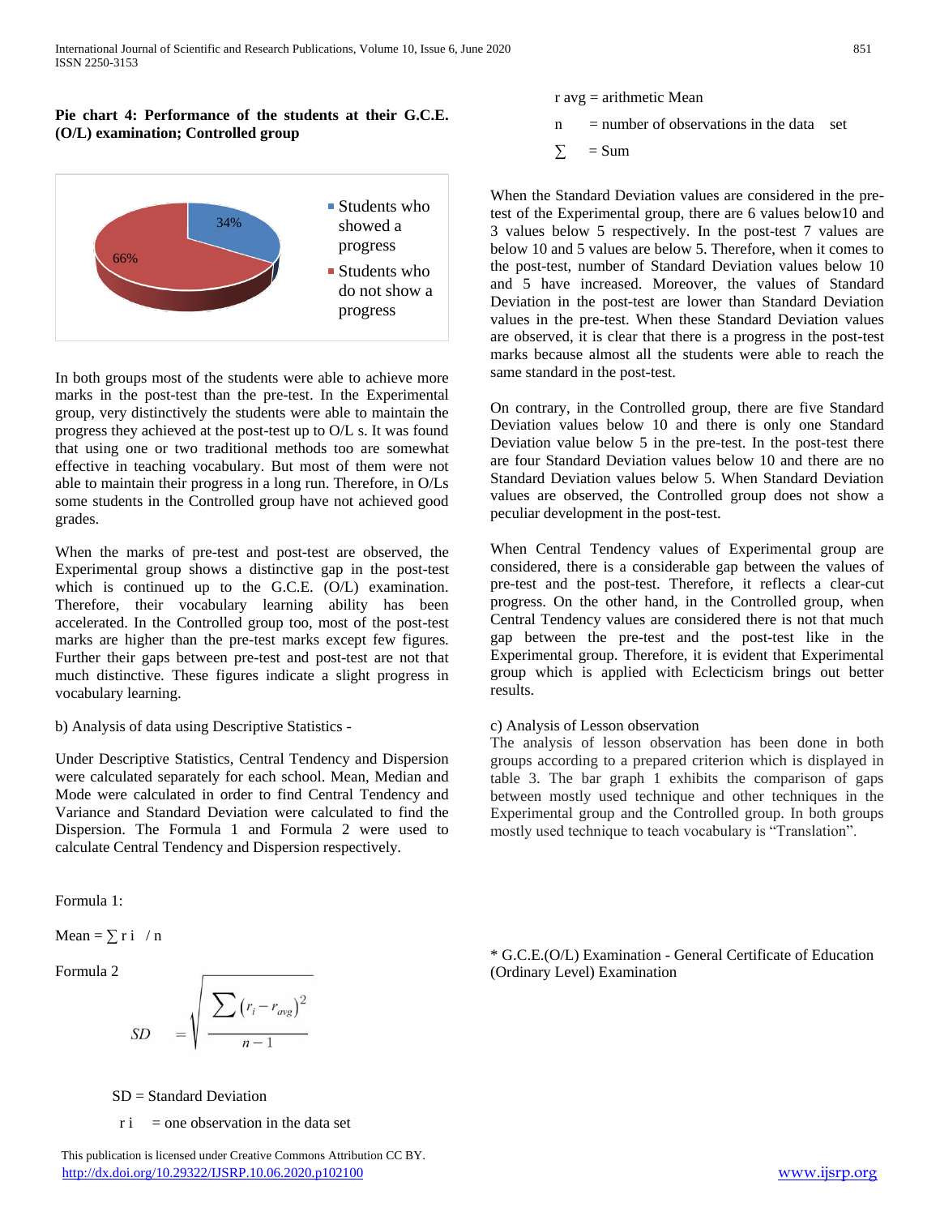**Pie chart 4: Performance of the students at their G.C.E. (O/L) examination; Controlled group**

In both groups most of the students were able to achieve more marks in the post-test than the pre-test. In the Experimental group, very distinctively the students were able to maintain the progress they achieved at the post-test up to O/L s. It was found that using one or two traditional methods too are somewhat effective in teaching vocabulary. But most of them were not able to maintain their progress in a long run. Therefore, in O/Ls some students in the Controlled group have not achieved good grades.

When the marks of pre-test and post-test are observed, the Experimental group shows a distinctive gap in the post-test which is continued up to the G.C.E. (O/L) examination. Therefore, their vocabulary learning ability has been accelerated. In the Controlled group too, most of the post-test marks are higher than the pre-test marks except few figures. Further their gaps between pre-test and post-test are not that much distinctive. These figures indicate a slight progress in vocabulary learning.

b) Analysis of data using Descriptive Statistics -

Under Descriptive Statistics, Central Tendency and Dispersion were calculated separately for each school. Mean, Median and Mode were calculated in order to find Central Tendency and Variance and Standard Deviation were calculated to find the Dispersion. The Formula 1 and Formula 2 were used to calculate Central Tendency and Dispersion respectively.

Formula 1:

$$\text{Mean} = \sum r_i \; / \; n$$

Formula 2

$$SD = \sqrt{\frac{\sum (r_i - r_{avg})^2}{n-1}}$$

SD = Standard Deviation

$r_i$ = one observation in the data set

$r_{avg}$ = arithmetic Mean

n = number of observations in the data set

$\sum$ = Sum

When the Standard Deviation values are considered in the pre-test of the Experimental group, there are 6 values below10 and 3 values below 5 respectively. In the post-test 7 values are below 10 and 5 values are below 5. Therefore, when it comes to the post-test, number of Standard Deviation values below 10 and 5 have increased. Moreover, the values of Standard Deviation in the post-test are lower than Standard Deviation values in the pre-test. When these Standard Deviation values are observed, it is clear that there is a progress in the post-test marks because almost all the students were able to reach the same standard in the post-test.

On contrary, in the Controlled group, there are five Standard Deviation values below 10 and there is only one Standard Deviation value below 5 in the pre-test. In the post-test there are four Standard Deviation values below 10 and there are no Standard Deviation values below 5. When Standard Deviation values are observed, the Controlled group does not show a peculiar development in the post-test.

When Central Tendency values of Experimental group are considered, there is a considerable gap between the values of pre-test and the post-test. Therefore, it reflects a clear-cut progress. On the other hand, in the Controlled group, when Central Tendency values are considered there is not that much gap between the pre-test and the post-test like in the Experimental group. Therefore, it is evident that Experimental group which is applied with Eclecticism brings out better results.

c) Analysis of Lesson observation

The analysis of lesson observation has been done in both groups according to a prepared criterion which is displayed in table 3. The bar graph 1 exhibits the comparison of gaps between mostly used technique and other techniques in the Experimental group and the Controlled group. In both groups mostly used technique to teach vocabulary is "Translation".

* G.C.E.(O/L) Examination - General Certificate of Education (Ordinary Level) Examination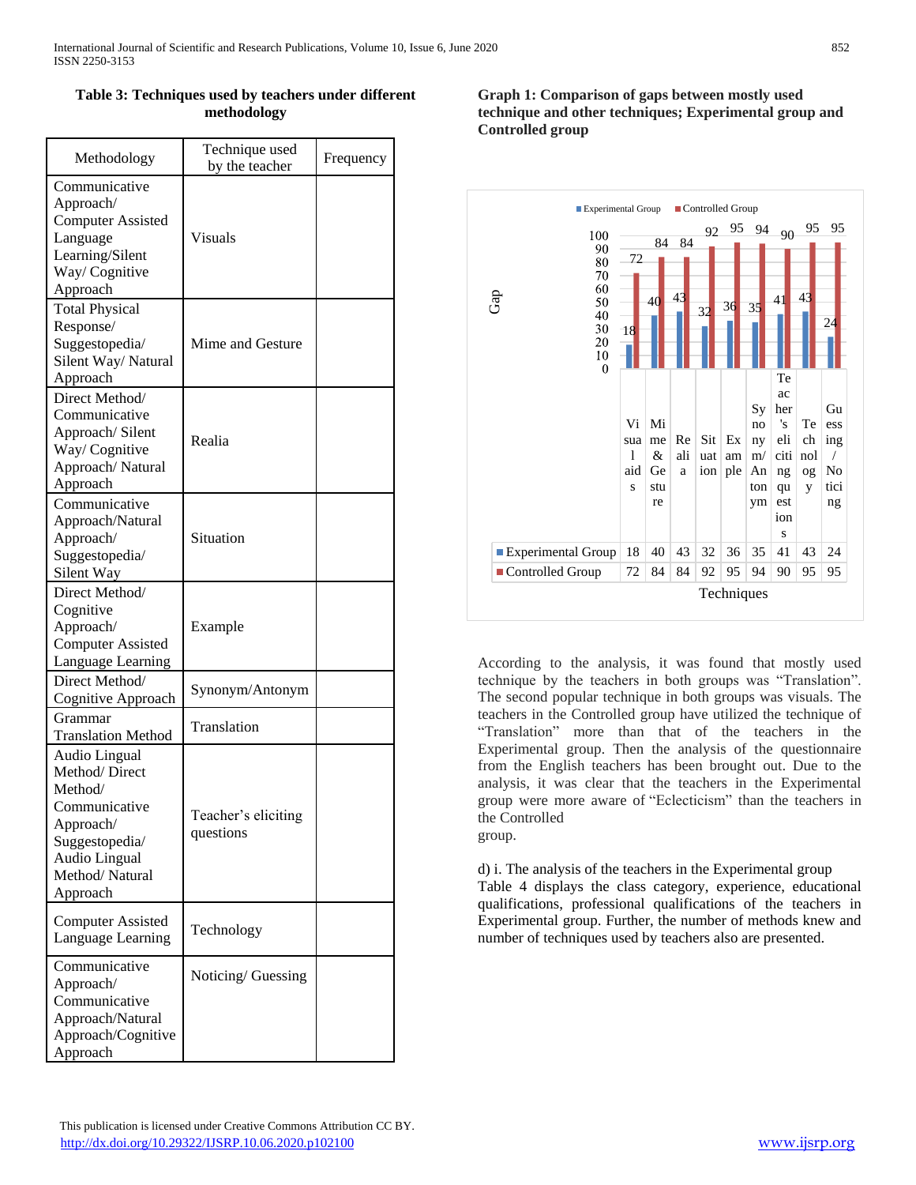**Table 3: Techniques used by teachers under different methodology**

| Methodology | Technique used by the teacher | Frequency |
|---|---|---|
| Communicative Approach/ Computer Assisted Language Learning/Silent Way/ Cognitive Approach | Visuals | |
| Total Physical Response/ Suggestopedia/ Silent Way/ Natural Approach | Mime and Gesture | |
| Direct Method/ Communicative Approach/ Silent Way/ Cognitive Approach/ Natural Approach | Realia | |
| Communicative Approach/Natural Approach/ Suggestopedia/ Silent Way | Situation | |
| Direct Method/ Cognitive Approach/ Computer Assisted Language Learning | Example | |
| Direct Method/ Cognitive Approach | Synonym/Antonym | |
| Grammar Translation Method | Translation | |
| Audio Lingual Method/ Direct Method/ Communicative Approach/ Suggestopedia/ Audio Lingual Method/ Natural Approach | Teacher's eliciting questions | |
| Computer Assisted Language Learning | Technology | |
| Communicative Approach/ Communicative Approach/Natural Approach/Cognitive Approach | Noticing/ Guessing | |

**Graph 1: Comparison of gaps between mostly used technique and other techniques; Experimental group and Controlled group**

| Techniques | Visual aids | Mime & Gesture | Realia | Situation | Example | Synonym/ Antonym | Teacher's eliciting questions | Technology | Guessing / Noticing |
|---|---|---|---|---|---|---|---|---|---|
| Experimental Group | 18 | 40 | 43 | 32 | 36 | 35 | 41 | 43 | 24 |
| Controlled Group | 72 | 84 | 84 | 92 | 95 | 94 | 90 | 95 | 95 |

According to the analysis, it was found that mostly used technique by the teachers in both groups was "Translation". The second popular technique in both groups was visuals. The teachers in the Controlled group have utilized the technique of "Translation" more than that of the teachers in the Experimental group. Then the analysis of the questionnaire from the English teachers has been brought out. Due to the analysis, it was clear that the teachers in the Experimental group were more aware of "Eclecticism" than the teachers in the Controlled group.

d) i. The analysis of the teachers in the Experimental group

Table 4 displays the class category, experience, educational qualifications, professional qualifications of the teachers in Experimental group. Further, the number of methods knew and number of techniques used by teachers also are presented.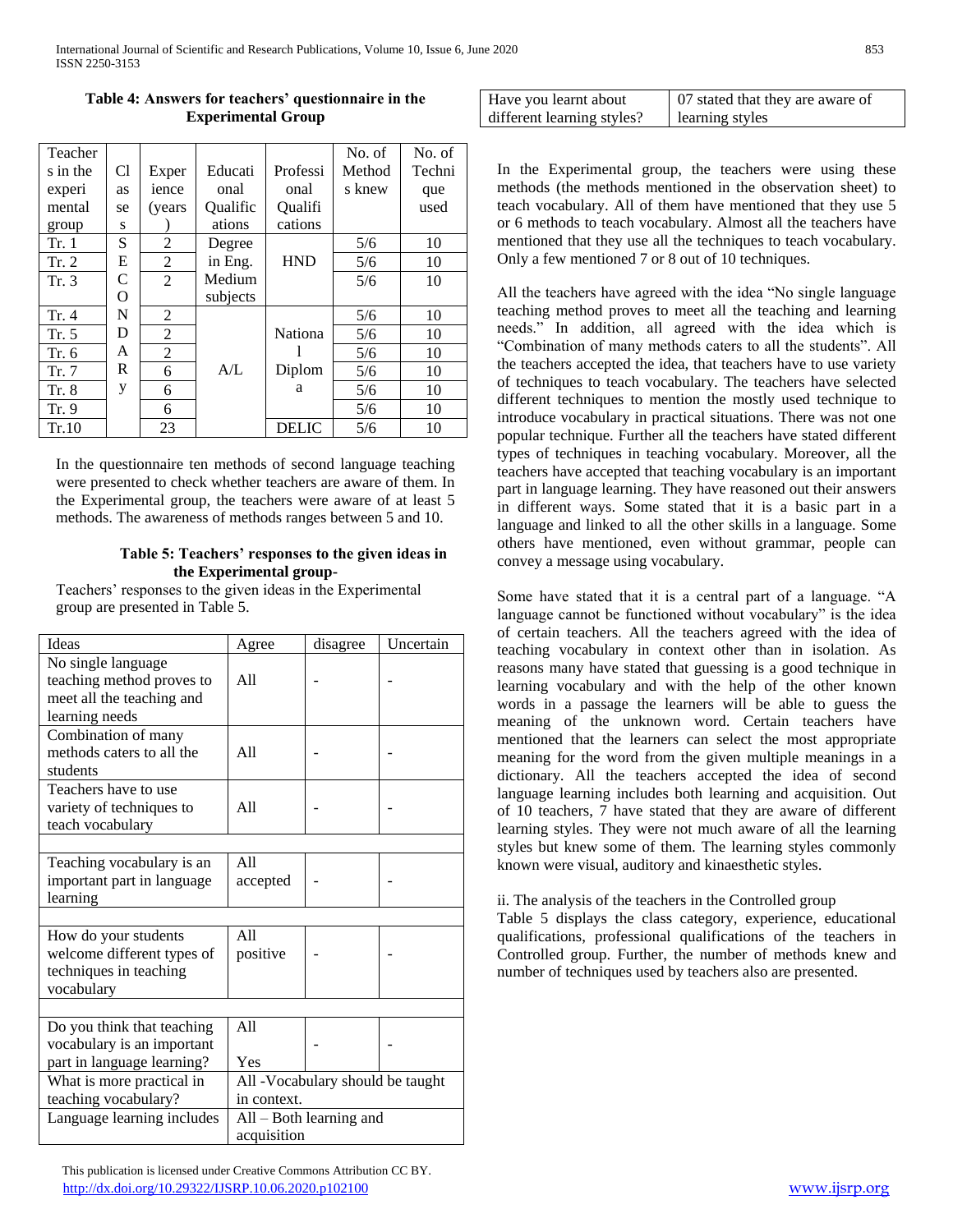**Table 4: Answers for teachers' questionnaire in the Experimental Group**

| Teachers in the experimental group | Class | Experience (years) | Educational Qualifications | Professional Qualifications | No. of Methods knew | No. of Technique used |
|---|---|---|---|---|---|---|
| Tr. 1 | SECONDARy | 2 | Degree in Eng. Medium subjects | HND | 5/6 | 10 |
| Tr. 2 | | 2 | | | 5/6 | 10 |
| Tr. 3 | | 2 | | | 5/6 | 10 |
| Tr. 4 | | 2 | A/L | National Diploma | 5/6 | 10 |
| Tr. 5 | | 2 | | | 5/6 | 10 |
| Tr. 6 | | 2 | | | 5/6 | 10 |
| Tr. 7 | | 6 | | | 5/6 | 10 |
| Tr. 8 | | 6 | | | 5/6 | 10 |
| Tr. 9 | | 6 | | | 5/6 | 10 |
| Tr.10 | | 23 | | DELIC | 5/6 | 10 |

In the questionnaire ten methods of second language teaching were presented to check whether teachers are aware of them. In the Experimental group, the teachers were aware of at least 5 methods. The awareness of methods ranges between 5 and 10.

**Table 5: Teachers' responses to the given ideas in the Experimental group-**

Teachers' responses to the given ideas in the Experimental group are presented in Table 5.

| Ideas | Agree | disagree | Uncertain |
|---|---|---|---|
| No single language teaching method proves to meet all the teaching and learning needs | All | - | - |
| Combination of many methods caters to all the students | All | - | - |
| Teachers have to use variety of techniques to teach vocabulary | All | - | - |
| | | | |
| Teaching vocabulary is an important part in language learning | All accepted | - | - |
| | | | |
| How do your students welcome different types of techniques in teaching vocabulary | All positive | - | - |
| | | | |
| Do you think that teaching vocabulary is an important part in language learning? | All Yes | - | - |
| What is more practical in teaching vocabulary? | All -Vocabulary should be taught in context. | | |
| Language learning includes | All – Both learning and acquisition | | |
| Have you learnt about different learning styles? | 07 stated that they are aware of learning styles | | |

In the Experimental group, the teachers were using these methods (the methods mentioned in the observation sheet) to teach vocabulary. All of them have mentioned that they use 5 or 6 methods to teach vocabulary. Almost all the teachers have mentioned that they use all the techniques to teach vocabulary. Only a few mentioned 7 or 8 out of 10 techniques.

All the teachers have agreed with the idea "No single language teaching method proves to meet all the teaching and learning needs." In addition, all agreed with the idea which is "Combination of many methods caters to all the students". All the teachers accepted the idea, that teachers have to use variety of techniques to teach vocabulary. The teachers have selected different techniques to mention the mostly used technique to introduce vocabulary in practical situations. There was not one popular technique. Further all the teachers have stated different types of techniques in teaching vocabulary. Moreover, all the teachers have accepted that teaching vocabulary is an important part in language learning. They have reasoned out their answers in different ways. Some stated that it is a basic part in a language and linked to all the other skills in a language. Some others have mentioned, even without grammar, people can convey a message using vocabulary.

Some have stated that it is a central part of a language. "A language cannot be functioned without vocabulary" is the idea of certain teachers. All the teachers agreed with the idea of teaching vocabulary in context other than in isolation. As reasons many have stated that guessing is a good technique in learning vocabulary and with the help of the other known words in a passage the learners will be able to guess the meaning of the unknown word. Certain teachers have mentioned that the learners can select the most appropriate meaning for the word from the given multiple meanings in a dictionary. All the teachers accepted the idea of second language learning includes both learning and acquisition. Out of 10 teachers, 7 have stated that they are aware of different learning styles. They were not much aware of all the learning styles but knew some of them. The learning styles commonly known were visual, auditory and kinaesthetic styles.

ii. The analysis of the teachers in the Controlled group

Table 5 displays the class category, experience, educational qualifications, professional qualifications of the teachers in Controlled group. Further, the number of methods knew and number of techniques used by teachers also are presented.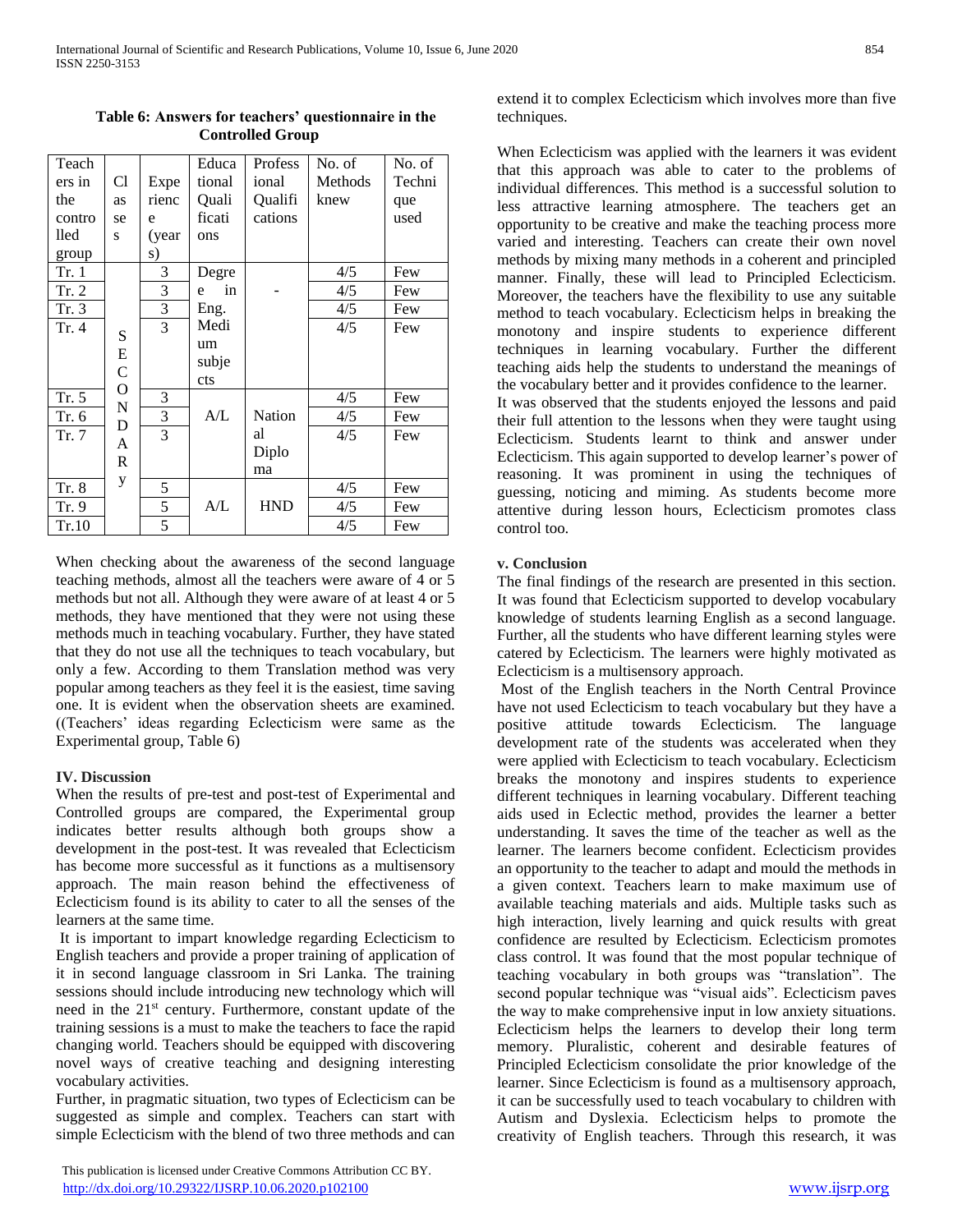**Table 6: Answers for teachers' questionnaire in the Controlled Group**

| Teachers in the controlled group | Classes | Experience (years) | Educational Qualifications | Professional Qualifications | No. of Methods knew | No. of Technique used |
|---|---|---|---|---|---|---|
| Tr. 1 | SECONDARY | 3 | Degree in Eng. Medium subjects | - | 4/5 | Few |
| Tr. 2 | | 3 | | | 4/5 | Few |
| Tr. 3 | | 3 | | | 4/5 | Few |
| Tr. 4 | | 3 | | | 4/5 | Few |
| Tr. 5 | | 3 | A/L | National Diploma | 4/5 | Few |
| Tr. 6 | | 3 | | | 4/5 | Few |
| Tr. 7 | | 3 | | | 4/5 | Few |
| Tr. 8 | | 5 | A/L | HND | 4/5 | Few |
| Tr. 9 | | 5 | | | 4/5 | Few |
| Tr.10 | | 5 | | | 4/5 | Few |

When checking about the awareness of the second language teaching methods, almost all the teachers were aware of 4 or 5 methods but not all. Although they were aware of at least 4 or 5 methods, they have mentioned that they were not using these methods much in teaching vocabulary. Further, they have stated that they do not use all the techniques to teach vocabulary, but only a few. According to them Translation method was very popular among teachers as they feel it is the easiest, time saving one. It is evident when the observation sheets are examined. ((Teachers' ideas regarding Eclecticism were same as the Experimental group, Table 6)

## IV. Discussion

When the results of pre-test and post-test of Experimental and Controlled groups are compared, the Experimental group indicates better results although both groups show a development in the post-test. It was revealed that Eclecticism has become more successful as it functions as a multisensory approach. The main reason behind the effectiveness of Eclecticism found is its ability to cater to all the senses of the learners at the same time.

It is important to impart knowledge regarding Eclecticism to English teachers and provide a proper training of application of it in second language classroom in Sri Lanka. The training sessions should include introducing new technology which will need in the 21st century. Furthermore, constant update of the training sessions is a must to make the teachers to face the rapid changing world. Teachers should be equipped with discovering novel ways of creative teaching and designing interesting vocabulary activities.

Further, in pragmatic situation, two types of Eclecticism can be suggested as simple and complex. Teachers can start with simple Eclecticism with the blend of two three methods and can extend it to complex Eclecticism which involves more than five techniques.

When Eclecticism was applied with the learners it was evident that this approach was able to cater to the problems of individual differences. This method is a successful solution to less attractive learning atmosphere. The teachers get an opportunity to be creative and make the teaching process more varied and interesting. Teachers can create their own novel methods by mixing many methods in a coherent and principled manner. Finally, these will lead to Principled Eclecticism. Moreover, the teachers have the flexibility to use any suitable method to teach vocabulary. Eclecticism helps in breaking the monotony and inspire students to experience different techniques in learning vocabulary. Further the different teaching aids help the students to understand the meanings of the vocabulary better and it provides confidence to the learner.

It was observed that the students enjoyed the lessons and paid their full attention to the lessons when they were taught using Eclecticism. Students learnt to think and answer under Eclecticism. This again supported to develop learner's power of reasoning. It was prominent in using the techniques of guessing, noticing and miming. As students become more attentive during lesson hours, Eclecticism promotes class control too.

## v. Conclusion

The final findings of the research are presented in this section. It was found that Eclecticism supported to develop vocabulary knowledge of students learning English as a second language. Further, all the students who have different learning styles were catered by Eclecticism. The learners were highly motivated as Eclecticism is a multisensory approach.

Most of the English teachers in the North Central Province have not used Eclecticism to teach vocabulary but they have a positive attitude towards Eclecticism. The language development rate of the students was accelerated when they were applied with Eclecticism to teach vocabulary. Eclecticism breaks the monotony and inspires students to experience different techniques in learning vocabulary. Different teaching aids used in Eclectic method, provides the learner a better understanding. It saves the time of the teacher as well as the learner. The learners become confident. Eclecticism provides an opportunity to the teacher to adapt and mould the methods in a given context. Teachers learn to make maximum use of available teaching materials and aids. Multiple tasks such as high interaction, lively learning and quick results with great confidence are resulted by Eclecticism. Eclecticism promotes class control. It was found that the most popular technique of teaching vocabulary in both groups was "translation". The second popular technique was "visual aids". Eclecticism paves the way to make comprehensive input in low anxiety situations. Eclecticism helps the learners to develop their long term memory. Pluralistic, coherent and desirable features of Principled Eclecticism consolidate the prior knowledge of the learner. Since Eclecticism is found as a multisensory approach, it can be successfully used to teach vocabulary to children with Autism and Dyslexia. Eclecticism helps to promote the creativity of English teachers. Through this research, it was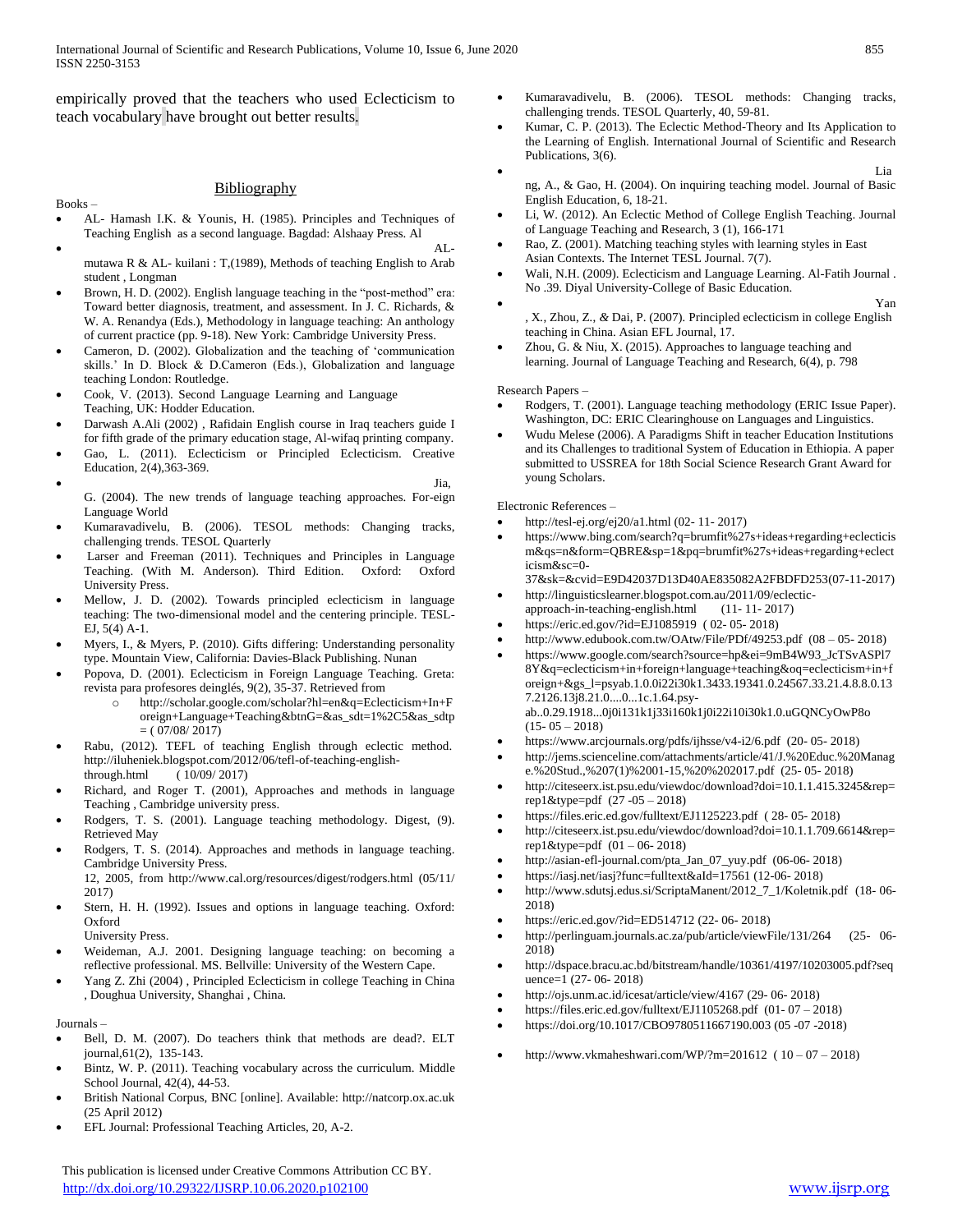empirically proved that the teachers who used Eclecticism to teach vocabulary have brought out better results.

## Bibliography

Books –

- AL- Hamash I.K. & Younis, H. (1985). Principles and Techniques of Teaching English as a second language. Bagdad: Alshaay Press. Al
- AL-mutawa R & AL- kuilani : T,(1989), Methods of teaching English to Arab student , Longman
- Brown, H. D. (2002). English language teaching in the "post-method" era: Toward better diagnosis, treatment, and assessment. In J. C. Richards, & W. A. Renandya (Eds.), Methodology in language teaching: An anthology of current practice (pp. 9-18). New York: Cambridge University Press.
- Cameron, D. (2002). Globalization and the teaching of 'communication skills.' In D. Block & D.Cameron (Eds.), Globalization and language teaching London: Routledge.
- Cook, V. (2013). Second Language Learning and Language Teaching, UK: Hodder Education.
- Darwash A.Ali (2002) , Rafidain English course in Iraq teachers guide I for fifth grade of the primary education stage, Al-wifaq printing company.
- Gao, L. (2011). Eclecticism or Principled Eclecticism. Creative Education, 2(4),363-369.
- Jia, G. (2004). The new trends of language teaching approaches. For-eign Language World
- Kumaravadivelu, B. (2006). TESOL methods: Changing tracks, challenging trends. TESOL Quarterly
- Larser and Freeman (2011). Techniques and Principles in Language Teaching. (With M. Anderson). Third Edition. Oxford: Oxford University Press.
- Mellow, J. D. (2002). Towards principled eclecticism in language teaching: The two-dimensional model and the centering principle. TESL-EJ, 5(4) A-1.
- Myers, I., & Myers, P. (2010). Gifts differing: Understanding personality type. Mountain View, California: Davies-Black Publishing. Nunan
- Popova, D. (2001). Eclecticism in Foreign Language Teaching. Greta: revista para profesores deinglés, 9(2), 35-37. Retrieved from
  - http://scholar.google.com/scholar?hl=en&q=Eclecticism+In+Foreign+Language+Teaching&btnG=&as_sdt=1%2C5&as_sdtp = ( 07/08/ 2017)
- Rabu, (2012). TEFL of teaching English through eclectic method. http://iluheniek.blogspot.com/2012/06/tefl-of-teaching-english-through.html ( 10/09/ 2017)
- Richard, and Roger T. (2001), Approaches and methods in language Teaching , Cambridge university press.
- Rodgers, T. S. (2001). Language teaching methodology. Digest, (9). Retrieved May
- Rodgers, T. S. (2014). Approaches and methods in language teaching. Cambridge University Press.
  12, 2005, from http://www.cal.org/resources/digest/rodgers.html (05/11/ 2017)
- Stern, H. H. (1992). Issues and options in language teaching. Oxford: Oxford
  University Press.
- Weideman, A.J. 2001. Designing language teaching: on becoming a reflective professional. MS. Bellville: University of the Western Cape.
- Yang Z. Zhi (2004) , Principled Eclecticism in college Teaching in China , Doughua University, Shanghai , China.

Journals –

- Bell, D. M. (2007). Do teachers think that methods are dead?. ELT journal,61(2), 135-143.
- Bintz, W. P. (2011). Teaching vocabulary across the curriculum. Middle School Journal, 42(4), 44-53.
- British National Corpus, BNC [online]. Available: http://natcorp.ox.ac.uk (25 April 2012)
- EFL Journal: Professional Teaching Articles, 20, A-2.
- Kumaravadivelu, B. (2006). TESOL methods: Changing tracks, challenging trends. TESOL Quarterly, 40, 59-81.
- Kumar, C. P. (2013). The Eclectic Method-Theory and Its Application to the Learning of English. International Journal of Scientific and Research Publications, 3(6).
- Liang, A., & Gao, H. (2004). On inquiring teaching model. Journal of Basic English Education, 6, 18-21.
- Li, W. (2012). An Eclectic Method of College English Teaching. Journal of Language Teaching and Research, 3 (1), 166-171
- Rao, Z. (2001). Matching teaching styles with learning styles in East Asian Contexts. The Internet TESL Journal. 7(7).
- Wali, N.H. (2009). Eclecticism and Language Learning. Al-Fatih Journal . No .39. Diyal University-College of Basic Education.
- Yan, X., Zhou, Z., & Dai, P. (2007). Principled eclecticism in college English teaching in China. Asian EFL Journal, 17.
- Zhou, G. & Niu, X. (2015). Approaches to language teaching and learning. Journal of Language Teaching and Research, 6(4), p. 798

Research Papers –

- Rodgers, T. (2001). Language teaching methodology (ERIC Issue Paper). Washington, DC: ERIC Clearinghouse on Languages and Linguistics.
- Wudu Melese (2006). A Paradigms Shift in teacher Education Institutions and its Challenges to traditional System of Education in Ethiopia. A paper submitted to USSREA for 18th Social Science Research Grant Award for young Scholars.

Electronic References –

- http://tesl-ej.org/ej20/a1.html (02- 11- 2017)
- https://www.bing.com/search?q=brumfit%27s+ideas+regarding+eclecticism&qs=n&form=QBRE&sp=1&pq=brumfit%27s+ideas+regarding+eclecticism&sc=0-37&sk=&cvid=E9D42037D13D40AE835082A2FBDFD253(07-11-2017)
- http://linguisticslearner.blogspot.com.au/2011/09/eclectic-approach-in-teaching-english.html (11- 11- 2017)
- https://eric.ed.gov/?id=EJ1085919 ( 02- 05- 2018)
- http://www.edubook.com.tw/OAtw/File/PDf/49253.pdf (08 – 05- 2018)
- https://www.google.com/search?source=hp&ei=9mB4W93_JcTSvASPl78Y&q=eclecticism+in+foreign+language+teaching&oq=eclecticism+in+foreign+&gs_l=psyab.1.0.0i22i30k1.3433.19341.0.24567.33.21.4.8.8.0.137.2126.13j8.21.0....0...1c.1.64.psy-ab..0.29.1918...0j0i131k1j33i160k1j0i22i10i30k1.0.uGQNCyOwP8o (15- 05 – 2018)
- https://www.arcjournals.org/pdfs/ijhsse/v4-i2/6.pdf (20- 05- 2018)
- http://jems.scienceline.com/attachments/article/41/J.%20Educ.%20Manage.%20Stud.,%207(1)%2001-15,%20%202017.pdf (25- 05- 2018)
- http://citeseerx.ist.psu.edu/viewdoc/download?doi=10.1.1.415.3245&rep=rep1&type=pdf (27 -05 – 2018)
- https://files.eric.ed.gov/fulltext/EJ1125223.pdf ( 28- 05- 2018)
- http://citeseerx.ist.psu.edu/viewdoc/download?doi=10.1.1.709.6614&rep=rep1&type=pdf (01 – 06- 2018)
- http://asian-efl-journal.com/pta_Jan_07_yuy.pdf (06-06- 2018)
- https://iasj.net/iasj?func=fulltext&aId=17561 (12-06- 2018)
- http://www.sdutsj.edus.si/ScriptaManent/2012_7_1/Koletnik.pdf (18- 06- 2018)
- https://eric.ed.gov/?id=ED514712 (22- 06- 2018)
- http://perlinguam.journals.ac.za/pub/article/viewFile/131/264 (25- 06- 2018)
- http://dspace.bracu.ac.bd/bitstream/handle/10361/4197/10203005.pdf?sequence=1 (27- 06- 2018)
- http://ojs.unm.ac.id/icesat/article/view/4167 (29- 06- 2018)
- https://files.eric.ed.gov/fulltext/EJ1105268.pdf (01- 07 – 2018)
- https://doi.org/10.1017/CBO9780511667190.003 (05 -07 -2018)
- http://www.vkmaheshwari.com/WP/?m=201612 ( 10 – 07 – 2018)

This publication is licensed under Creative Commons Attribution CC BY.
http://dx.doi.org/10.29322/IJSRP.10.06.2020.p102100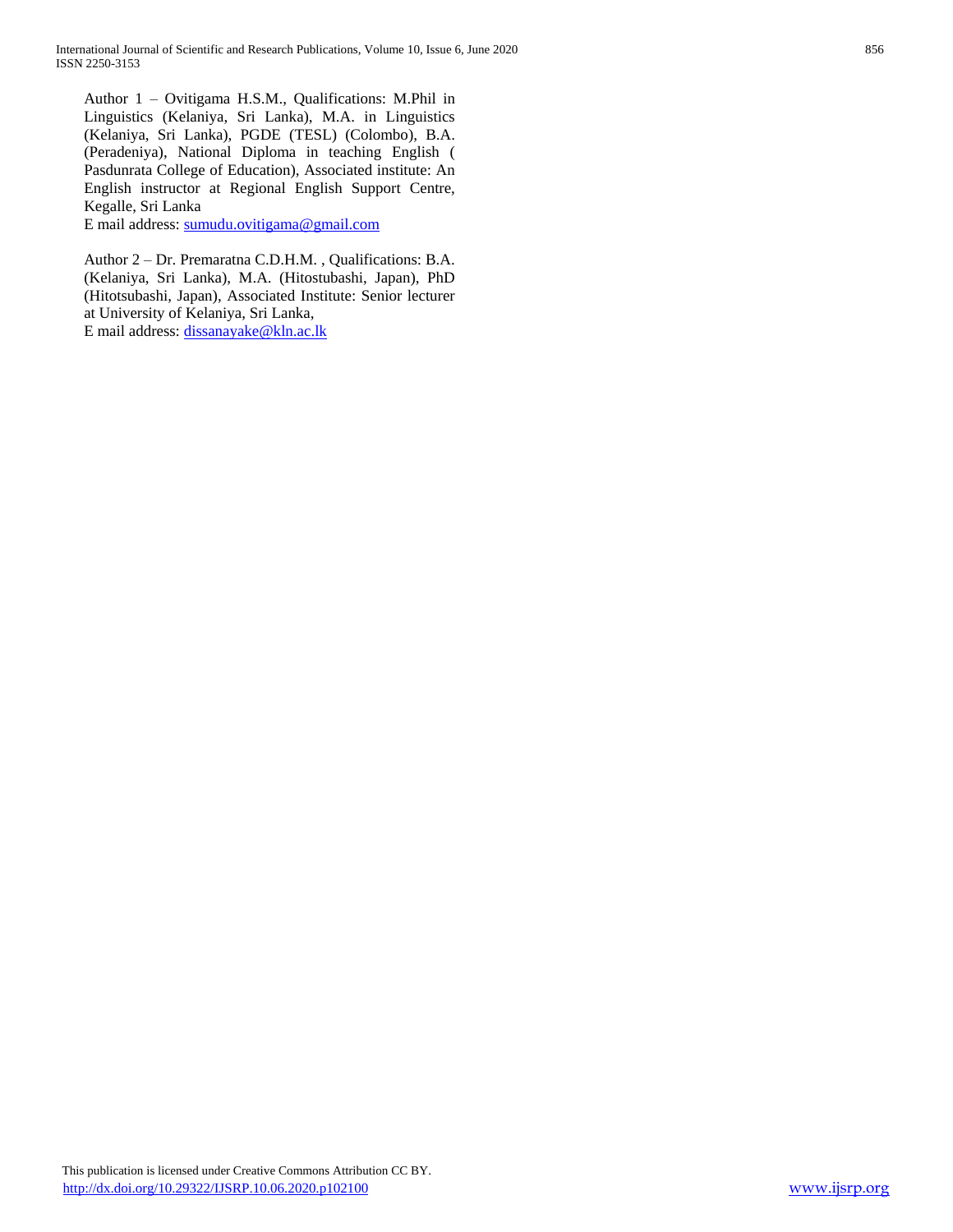Author 1 – Ovitigama H.S.M., Qualifications: M.Phil in Linguistics (Kelaniya, Sri Lanka), M.A. in Linguistics (Kelaniya, Sri Lanka), PGDE (TESL) (Colombo), B.A. (Peradeniya), National Diploma in teaching English ( Pasdunrata College of Education), Associated institute: An English instructor at Regional English Support Centre, Kegalle, Sri Lanka
E mail address: sumudu.ovitigama@gmail.com

Author 2 – Dr. Premaratna C.D.H.M. , Qualifications: B.A. (Kelaniya, Sri Lanka), M.A. (Hitostubashi, Japan), PhD (Hitotsubashi, Japan), Associated Institute: Senior lecturer at University of Kelaniya, Sri Lanka,
E mail address: dissanayake@kln.ac.lk

This publication is licensed under Creative Commons Attribution CC BY.
http://dx.doi.org/10.29322/IJSRP.10.06.2020.p102100